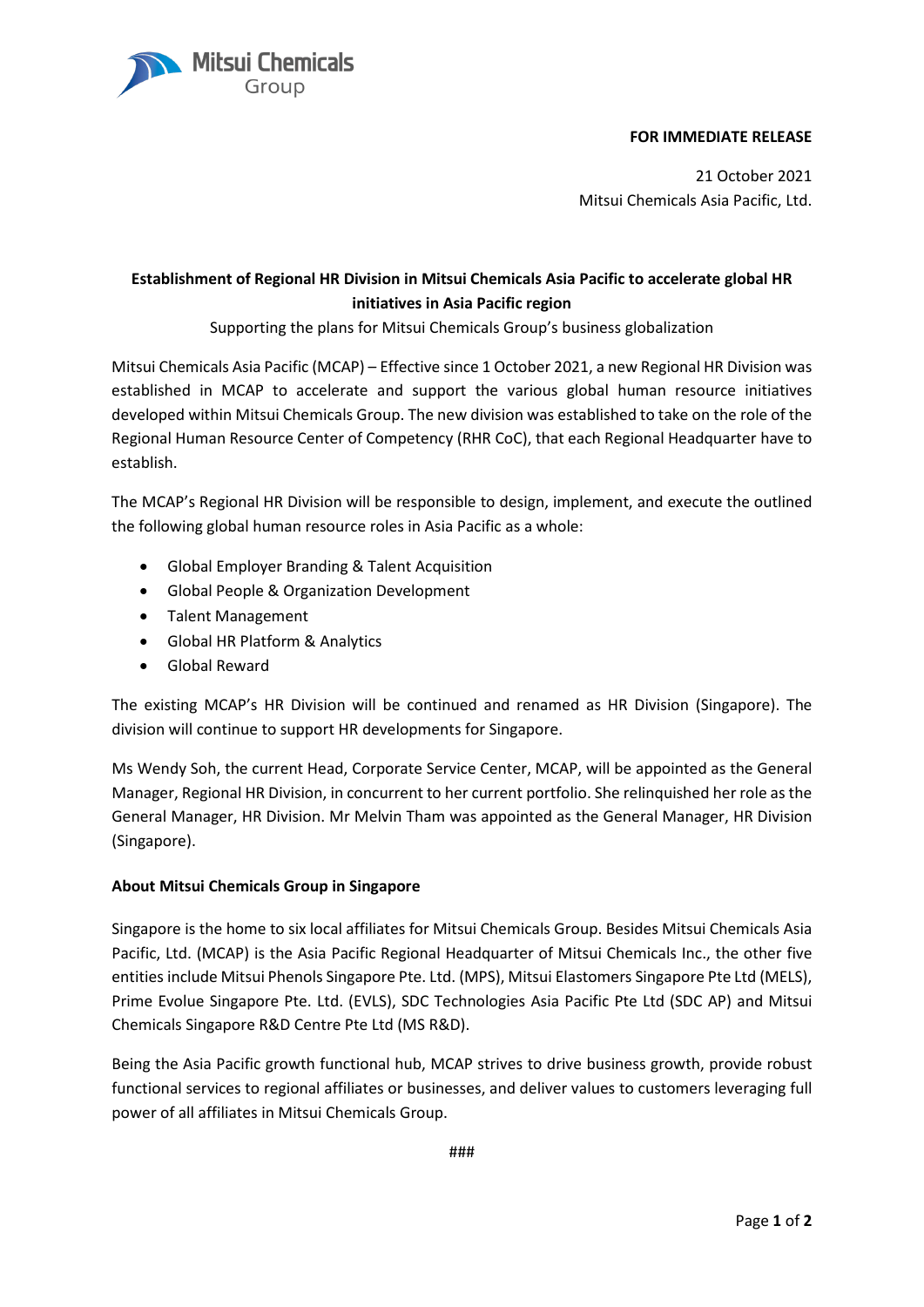**FOR IMMEDIATE RELEASE**

21 October 2021
Mitsui Chemicals Asia Pacific, Ltd.

# Establishment of Regional HR Division in Mitsui Chemicals Asia Pacific to accelerate global HR initiatives in Asia Pacific region

Supporting the plans for Mitsui Chemicals Group's business globalization

Mitsui Chemicals Asia Pacific (MCAP) – Effective since 1 October 2021, a new Regional HR Division was established in MCAP to accelerate and support the various global human resource initiatives developed within Mitsui Chemicals Group. The new division was established to take on the role of the Regional Human Resource Center of Competency (RHR CoC), that each Regional Headquarter have to establish.

The MCAP's Regional HR Division will be responsible to design, implement, and execute the outlined the following global human resource roles in Asia Pacific as a whole:

- Global Employer Branding & Talent Acquisition
- Global People & Organization Development
- Talent Management
- Global HR Platform & Analytics
- Global Reward

The existing MCAP's HR Division will be continued and renamed as HR Division (Singapore). The division will continue to support HR developments for Singapore.

Ms Wendy Soh, the current Head, Corporate Service Center, MCAP, will be appointed as the General Manager, Regional HR Division, in concurrent to her current portfolio. She relinquished her role as the General Manager, HR Division. Mr Melvin Tham was appointed as the General Manager, HR Division (Singapore).

## About Mitsui Chemicals Group in Singapore

Singapore is the home to six local affiliates for Mitsui Chemicals Group. Besides Mitsui Chemicals Asia Pacific, Ltd. (MCAP) is the Asia Pacific Regional Headquarter of Mitsui Chemicals Inc., the other five entities include Mitsui Phenols Singapore Pte. Ltd. (MPS), Mitsui Elastomers Singapore Pte Ltd (MELS), Prime Evolue Singapore Pte. Ltd. (EVLS), SDC Technologies Asia Pacific Pte Ltd (SDC AP) and Mitsui Chemicals Singapore R&D Centre Pte Ltd (MS R&D).

Being the Asia Pacific growth functional hub, MCAP strives to drive business growth, provide robust functional services to regional affiliates or businesses, and deliver values to customers leveraging full power of all affiliates in Mitsui Chemicals Group.

###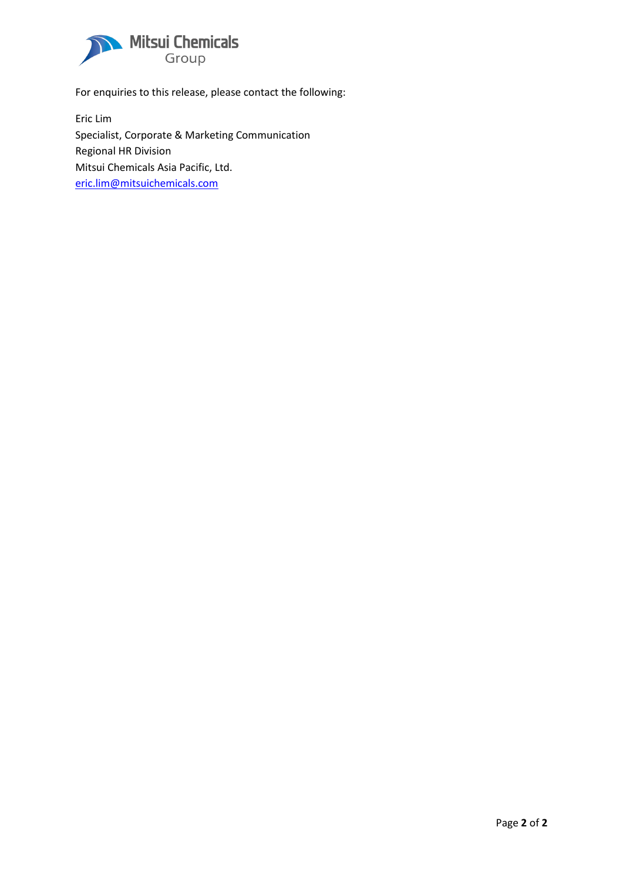For enquiries to this release, please contact the following:

Eric Lim
Specialist, Corporate & Marketing Communication
Regional HR Division
Mitsui Chemicals Asia Pacific, Ltd.
eric.lim@mitsuichemicals.com